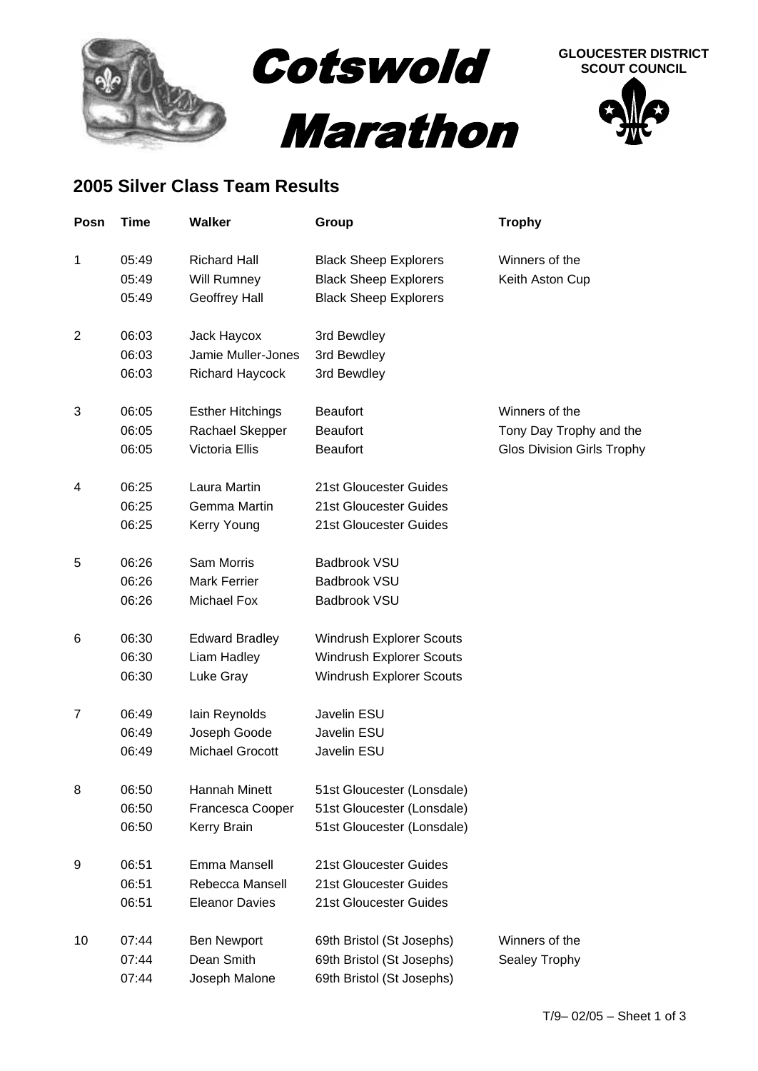# Cotswold Marathon

**GLOUCESTER DISTRICT SCOUT COUNCIL**

## 2005 Silver Class Team Results

| Posn | Time | Walker | Group | Trophy |
|---|---|---|---|---|
| 1 | 05:49 | Richard Hall | Black Sheep Explorers | Winners of the |
| | 05:49 | Will Rumney | Black Sheep Explorers | Keith Aston Cup |
| | 05:49 | Geoffrey Hall | Black Sheep Explorers | |
| 2 | 06:03 | Jack Haycox | 3rd Bewdley | |
| | 06:03 | Jamie Muller-Jones | 3rd Bewdley | |
| | 06:03 | Richard Haycock | 3rd Bewdley | |
| 3 | 06:05 | Esther Hitchings | Beaufort | Winners of the |
| | 06:05 | Rachael Skepper | Beaufort | Tony Day Trophy and the |
| | 06:05 | Victoria Ellis | Beaufort | Glos Division Girls Trophy |
| 4 | 06:25 | Laura Martin | 21st Gloucester Guides | |
| | 06:25 | Gemma Martin | 21st Gloucester Guides | |
| | 06:25 | Kerry Young | 21st Gloucester Guides | |
| 5 | 06:26 | Sam Morris | Badbrook VSU | |
| | 06:26 | Mark Ferrier | Badbrook VSU | |
| | 06:26 | Michael Fox | Badbrook VSU | |
| 6 | 06:30 | Edward Bradley | Windrush Explorer Scouts | |
| | 06:30 | Liam Hadley | Windrush Explorer Scouts | |
| | 06:30 | Luke Gray | Windrush Explorer Scouts | |
| 7 | 06:49 | Iain Reynolds | Javelin ESU | |
| | 06:49 | Joseph Goode | Javelin ESU | |
| | 06:49 | Michael Grocott | Javelin ESU | |
| 8 | 06:50 | Hannah Minett | 51st Gloucester (Lonsdale) | |
| | 06:50 | Francesca Cooper | 51st Gloucester (Lonsdale) | |
| | 06:50 | Kerry Brain | 51st Gloucester (Lonsdale) | |
| 9 | 06:51 | Emma Mansell | 21st Gloucester Guides | |
| | 06:51 | Rebecca Mansell | 21st Gloucester Guides | |
| | 06:51 | Eleanor Davies | 21st Gloucester Guides | |
| 10 | 07:44 | Ben Newport | 69th Bristol (St Josephs) | Winners of the |
| | 07:44 | Dean Smith | 69th Bristol (St Josephs) | Sealey Trophy |
| | 07:44 | Joseph Malone | 69th Bristol (St Josephs) | |

T/9– 02/05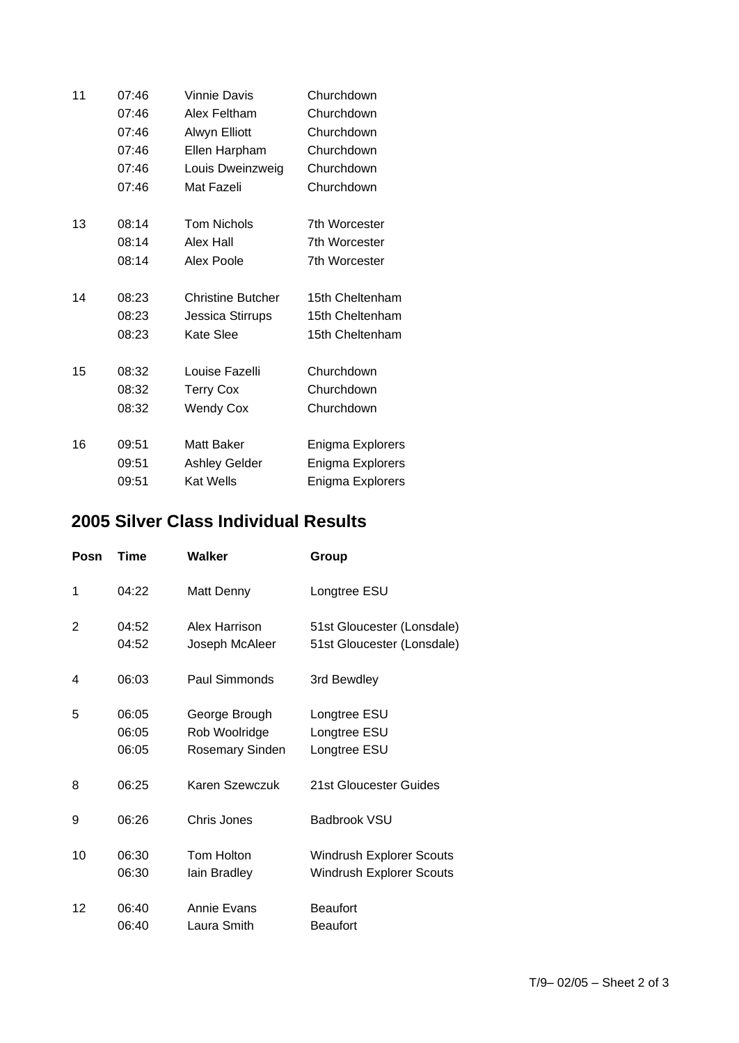| | | | |
|---|---|---|---|
| 11 | 07:46 | Vinnie Davis | Churchdown |
| | 07:46 | Alex Feltham | Churchdown |
| | 07:46 | Alwyn Elliott | Churchdown |
| | 07:46 | Ellen Harpham | Churchdown |
| | 07:46 | Louis Dweinzweig | Churchdown |
| | 07:46 | Mat Fazeli | Churchdown |
| 13 | 08:14 | Tom Nichols | 7th Worcester |
| | 08:14 | Alex Hall | 7th Worcester |
| | 08:14 | Alex Poole | 7th Worcester |
| 14 | 08:23 | Christine Butcher | 15th Cheltenham |
| | 08:23 | Jessica Stirrups | 15th Cheltenham |
| | 08:23 | Kate Slee | 15th Cheltenham |
| 15 | 08:32 | Louise Fazelli | Churchdown |
| | 08:32 | Terry Cox | Churchdown |
| | 08:32 | Wendy Cox | Churchdown |
| 16 | 09:51 | Matt Baker | Enigma Explorers |
| | 09:51 | Ashley Gelder | Enigma Explorers |
| | 09:51 | Kat Wells | Enigma Explorers |

## 2005 Silver Class Individual Results

| Posn | Time | Walker | Group |
|---|---|---|---|
| 1 | 04:22 | Matt Denny | Longtree ESU |
| 2 | 04:52 | Alex Harrison | 51st Gloucester (Lonsdale) |
| | 04:52 | Joseph McAleer | 51st Gloucester (Lonsdale) |
| 4 | 06:03 | Paul Simmonds | 3rd Bewdley |
| 5 | 06:05 | George Brough | Longtree ESU |
| | 06:05 | Rob Woolridge | Longtree ESU |
| | 06:05 | Rosemary Sinden | Longtree ESU |
| 8 | 06:25 | Karen Szewczuk | 21st Gloucester Guides |
| 9 | 06:26 | Chris Jones | Badbrook VSU |
| 10 | 06:30 | Tom Holton | Windrush Explorer Scouts |
| | 06:30 | Iain Bradley | Windrush Explorer Scouts |
| 12 | 06:40 | Annie Evans | Beaufort |
| | 06:40 | Laura Smith | Beaufort |

T/9– 02/05 – Sheet 2 of 3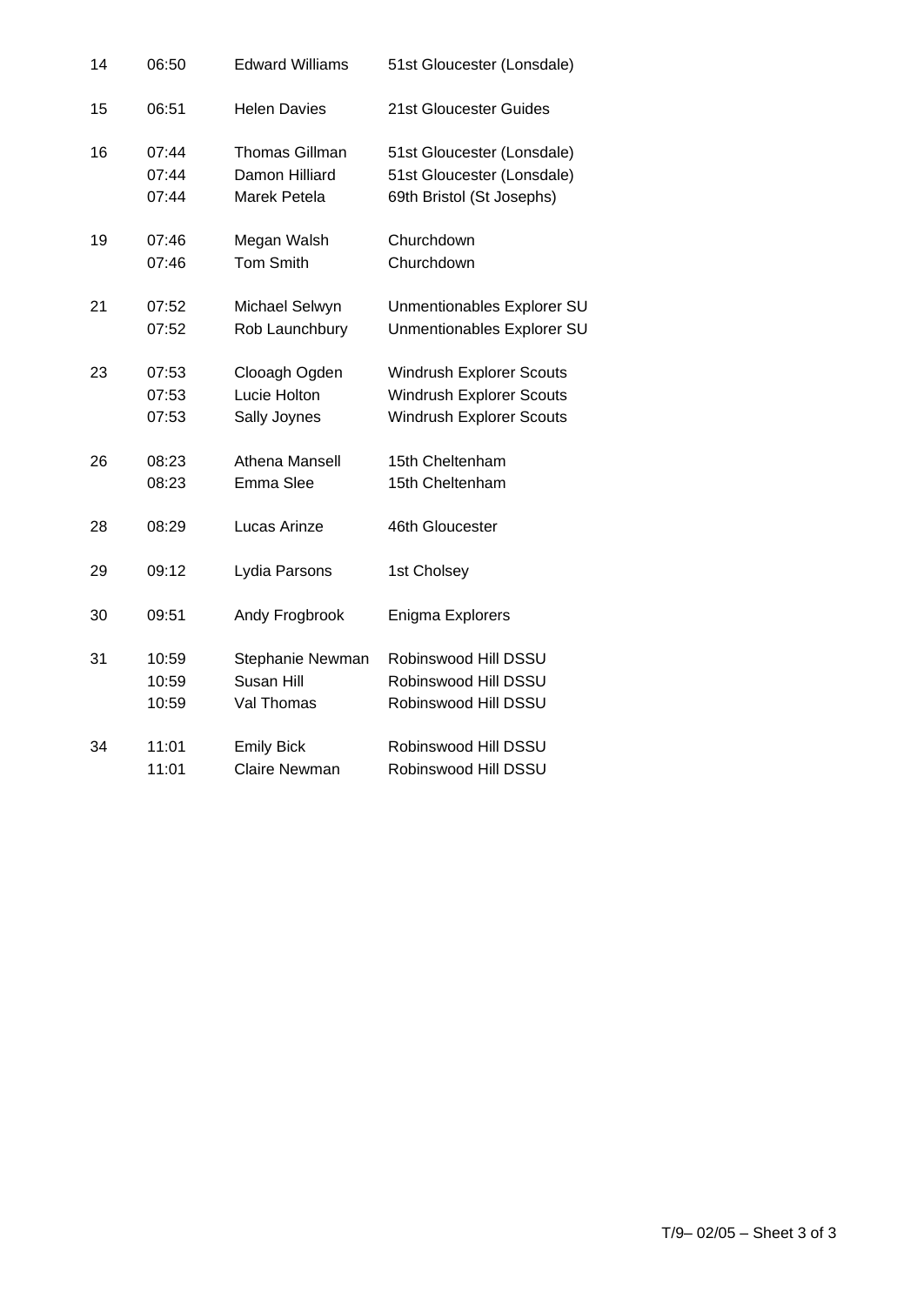| | | | |
|---|---|---|---|
| 14 | 06:50 | Edward Williams | 51st Gloucester (Lonsdale) |
| 15 | 06:51 | Helen Davies | 21st Gloucester Guides |
| 16 | 07:44 | Thomas Gillman | 51st Gloucester (Lonsdale) |
| | 07:44 | Damon Hilliard | 51st Gloucester (Lonsdale) |
| | 07:44 | Marek Petela | 69th Bristol (St Josephs) |
| 19 | 07:46 | Megan Walsh | Churchdown |
| | 07:46 | Tom Smith | Churchdown |
| 21 | 07:52 | Michael Selwyn | Unmentionables Explorer SU |
| | 07:52 | Rob Launchbury | Unmentionables Explorer SU |
| 23 | 07:53 | Clooagh Ogden | Windrush Explorer Scouts |
| | 07:53 | Lucie Holton | Windrush Explorer Scouts |
| | 07:53 | Sally Joynes | Windrush Explorer Scouts |
| 26 | 08:23 | Athena Mansell | 15th Cheltenham |
| | 08:23 | Emma Slee | 15th Cheltenham |
| 28 | 08:29 | Lucas Arinze | 46th Gloucester |
| 29 | 09:12 | Lydia Parsons | 1st Cholsey |
| 30 | 09:51 | Andy Frogbrook | Enigma Explorers |
| 31 | 10:59 | Stephanie Newman | Robinswood Hill DSSU |
| | 10:59 | Susan Hill | Robinswood Hill DSSU |
| | 10:59 | Val Thomas | Robinswood Hill DSSU |
| 34 | 11:01 | Emily Bick | Robinswood Hill DSSU |
| | 11:01 | Claire Newman | Robinswood Hill DSSU |

T/9– 02/05 – Sheet 3 of 3